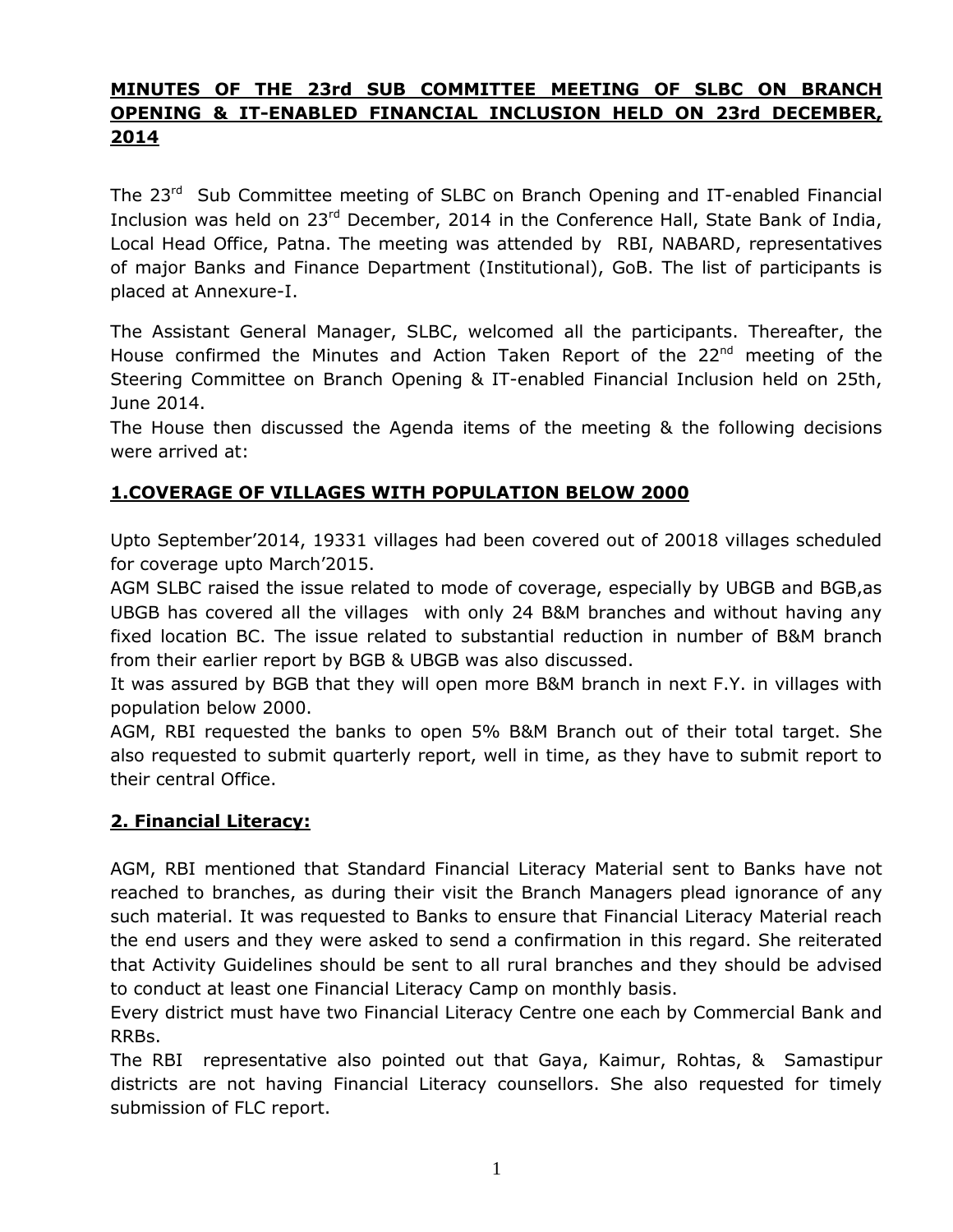# MINUTES OF THE 23rd SUB COMMITTEE MEETING OF SLBC ON BRANCH OPENING & IT-ENABLED FINANCIAL INCLUSION HELD ON 23rd DECEMBER, 2014

The 23rd Sub Committee meeting of SLBC on Branch Opening and IT-enabled Financial Inclusion was held on 23rd December, 2014 in the Conference Hall, State Bank of India, Local Head Office, Patna. The meeting was attended by RBI, NABARD, representatives of major Banks and Finance Department (Institutional), GoB. The list of participants is placed at Annexure-I.

The Assistant General Manager, SLBC, welcomed all the participants. Thereafter, the House confirmed the Minutes and Action Taken Report of the 22nd meeting of the Steering Committee on Branch Opening & IT-enabled Financial Inclusion held on 25th, June 2014.

The House then discussed the Agenda items of the meeting & the following decisions were arrived at:

## 1.COVERAGE OF VILLAGES WITH POPULATION BELOW 2000

Upto September'2014, 19331 villages had been covered out of 20018 villages scheduled for coverage upto March'2015.

AGM SLBC raised the issue related to mode of coverage, especially by UBGB and BGB,as UBGB has covered all the villages with only 24 B&M branches and without having any fixed location BC. The issue related to substantial reduction in number of B&M branch from their earlier report by BGB & UBGB was also discussed.

It was assured by BGB that they will open more B&M branch in next F.Y. in villages with population below 2000.

AGM, RBI requested the banks to open 5% B&M Branch out of their total target. She also requested to submit quarterly report, well in time, as they have to submit report to their central Office.

## 2. Financial Literacy:

AGM, RBI mentioned that Standard Financial Literacy Material sent to Banks have not reached to branches, as during their visit the Branch Managers plead ignorance of any such material. It was requested to Banks to ensure that Financial Literacy Material reach the end users and they were asked to send a confirmation in this regard. She reiterated that Activity Guidelines should be sent to all rural branches and they should be advised to conduct at least one Financial Literacy Camp on monthly basis.

Every district must have two Financial Literacy Centre one each by Commercial Bank and RRBs.

The RBI representative also pointed out that Gaya, Kaimur, Rohtas, & Samastipur districts are not having Financial Literacy counsellors. She also requested for timely submission of FLC report.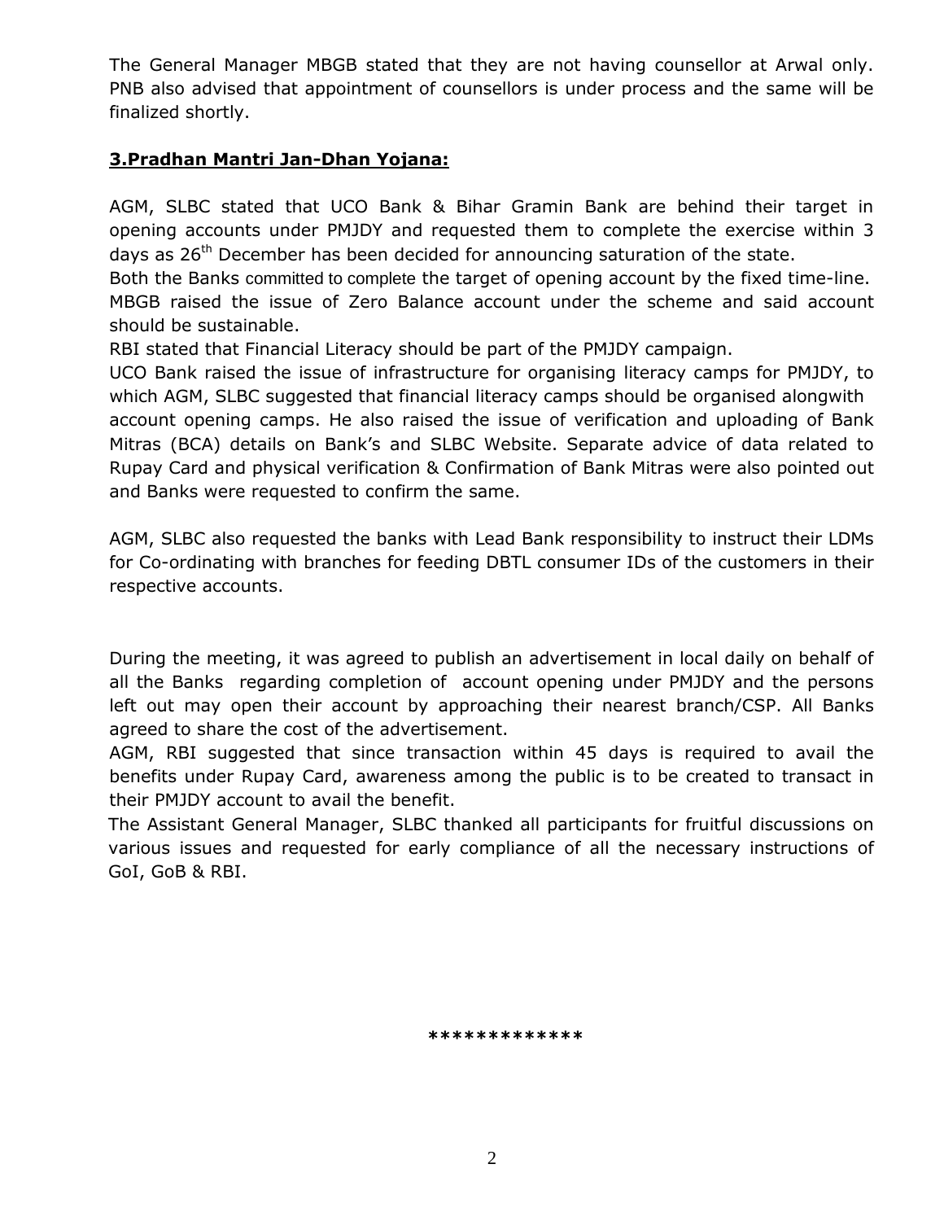The General Manager MBGB stated that they are not having counsellor at Arwal only. PNB also advised that appointment of counsellors is under process and the same will be finalized shortly.

## 3.Pradhan Mantri Jan-Dhan Yojana:

AGM, SLBC stated that UCO Bank & Bihar Gramin Bank are behind their target in opening accounts under PMJDY and requested them to complete the exercise within 3 days as 26th December has been decided for announcing saturation of the state.

Both the Banks committed to complete the target of opening account by the fixed time-line.

MBGB raised the issue of Zero Balance account under the scheme and said account should be sustainable.

RBI stated that Financial Literacy should be part of the PMJDY campaign.

UCO Bank raised the issue of infrastructure for organising literacy camps for PMJDY, to which AGM, SLBC suggested that financial literacy camps should be organised alongwith account opening camps. He also raised the issue of verification and uploading of Bank Mitras (BCA) details on Bank's and SLBC Website. Separate advice of data related to Rupay Card and physical verification & Confirmation of Bank Mitras were also pointed out and Banks were requested to confirm the same.

AGM, SLBC also requested the banks with Lead Bank responsibility to instruct their LDMs for Co-ordinating with branches for feeding DBTL consumer IDs of the customers in their respective accounts.

During the meeting, it was agreed to publish an advertisement in local daily on behalf of all the Banks regarding completion of account opening under PMJDY and the persons left out may open their account by approaching their nearest branch/CSP. All Banks agreed to share the cost of the advertisement.

AGM, RBI suggested that since transaction within 45 days is required to avail the benefits under Rupay Card, awareness among the public is to be created to transact in their PMJDY account to avail the benefit.

The Assistant General Manager, SLBC thanked all participants for fruitful discussions on various issues and requested for early compliance of all the necessary instructions of GoI, GoB & RBI.

*************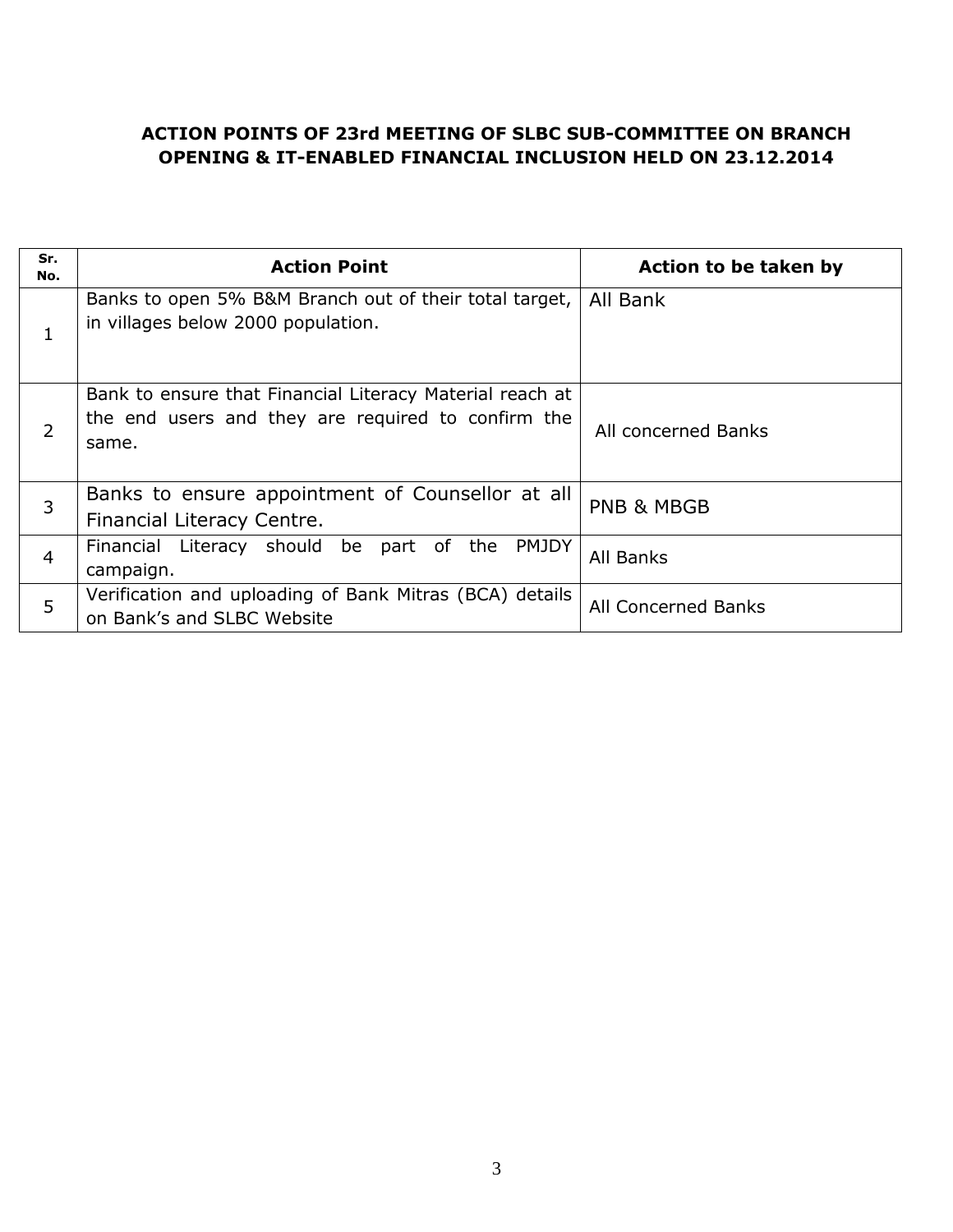## ACTION POINTS OF 23rd MEETING OF SLBC SUB-COMMITTEE ON BRANCH OPENING & IT-ENABLED FINANCIAL INCLUSION HELD ON 23.12.2014

| Sr. No. | Action Point | Action to be taken by |
|---|---|---|
| 1 | Banks to open 5% B&M Branch out of their total target, in villages below 2000 population. | All Bank |
| 2 | Bank to ensure that Financial Literacy Material reach at the end users and they are required to confirm the same. | All concerned Banks |
| 3 | Banks to ensure appointment of Counsellor at all Financial Literacy Centre. | PNB & MBGB |
| 4 | Financial Literacy should be part of the PMJDY campaign. | All Banks |
| 5 | Verification and uploading of Bank Mitras (BCA) details on Bank's and SLBC Website | All Concerned Banks |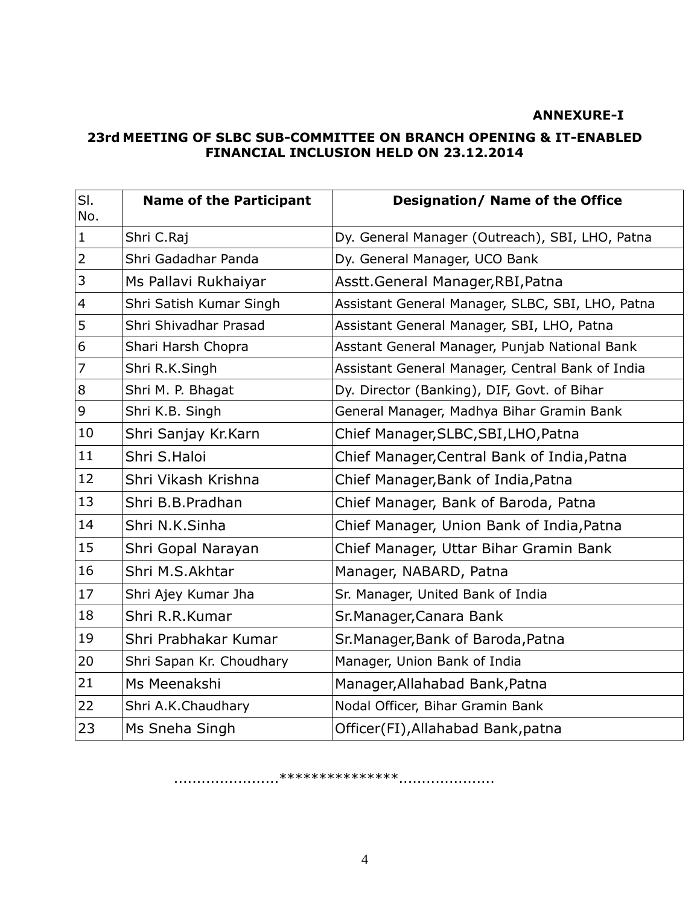**ANNEXURE-I**

## 23rd MEETING OF SLBC SUB-COMMITTEE ON BRANCH OPENING & IT-ENABLED FINANCIAL INCLUSION HELD ON 23.12.2014

| Sl. No. | Name of the Participant | Designation/ Name of the Office |
|---|---|---|
| 1 | Shri C.Raj | Dy. General Manager (Outreach), SBI, LHO, Patna |
| 2 | Shri Gadadhar Panda | Dy. General Manager, UCO Bank |
| 3 | Ms Pallavi Rukhaiyar | Asstt.General Manager,RBI,Patna |
| 4 | Shri Satish Kumar Singh | Assistant General Manager, SLBC, SBI, LHO, Patna |
| 5 | Shri Shivadhar Prasad | Assistant General Manager, SBI, LHO, Patna |
| 6 | Shari Harsh Chopra | Asstant General Manager, Punjab National Bank |
| 7 | Shri R.K.Singh | Assistant General Manager, Central Bank of India |
| 8 | Shri M. P. Bhagat | Dy. Director (Banking), DIF, Govt. of Bihar |
| 9 | Shri K.B. Singh | General Manager, Madhya Bihar Gramin Bank |
| 10 | Shri Sanjay Kr.Karn | Chief Manager,SLBC,SBI,LHO,Patna |
| 11 | Shri S.Haloi | Chief Manager,Central Bank of India,Patna |
| 12 | Shri Vikash Krishna | Chief Manager,Bank of India,Patna |
| 13 | Shri B.B.Pradhan | Chief Manager, Bank of Baroda, Patna |
| 14 | Shri N.K.Sinha | Chief Manager, Union Bank of India,Patna |
| 15 | Shri Gopal Narayan | Chief Manager, Uttar Bihar Gramin Bank |
| 16 | Shri M.S.Akhtar | Manager, NABARD, Patna |
| 17 | Shri Ajey Kumar Jha | Sr. Manager, United Bank of India |
| 18 | Shri R.R.Kumar | Sr.Manager,Canara Bank |
| 19 | Shri Prabhakar Kumar | Sr.Manager,Bank of Baroda,Patna |
| 20 | Shri Sapan Kr. Choudhary | Manager, Union Bank of India |
| 21 | Ms Meenakshi | Manager,Allahabad Bank,Patna |
| 22 | Shri A.K.Chaudhary | Nodal Officer, Bihar Gramin Bank |
| 23 | Ms Sneha Singh | Officer(FI),Allahabad Bank,patna |

.......................***************.....................